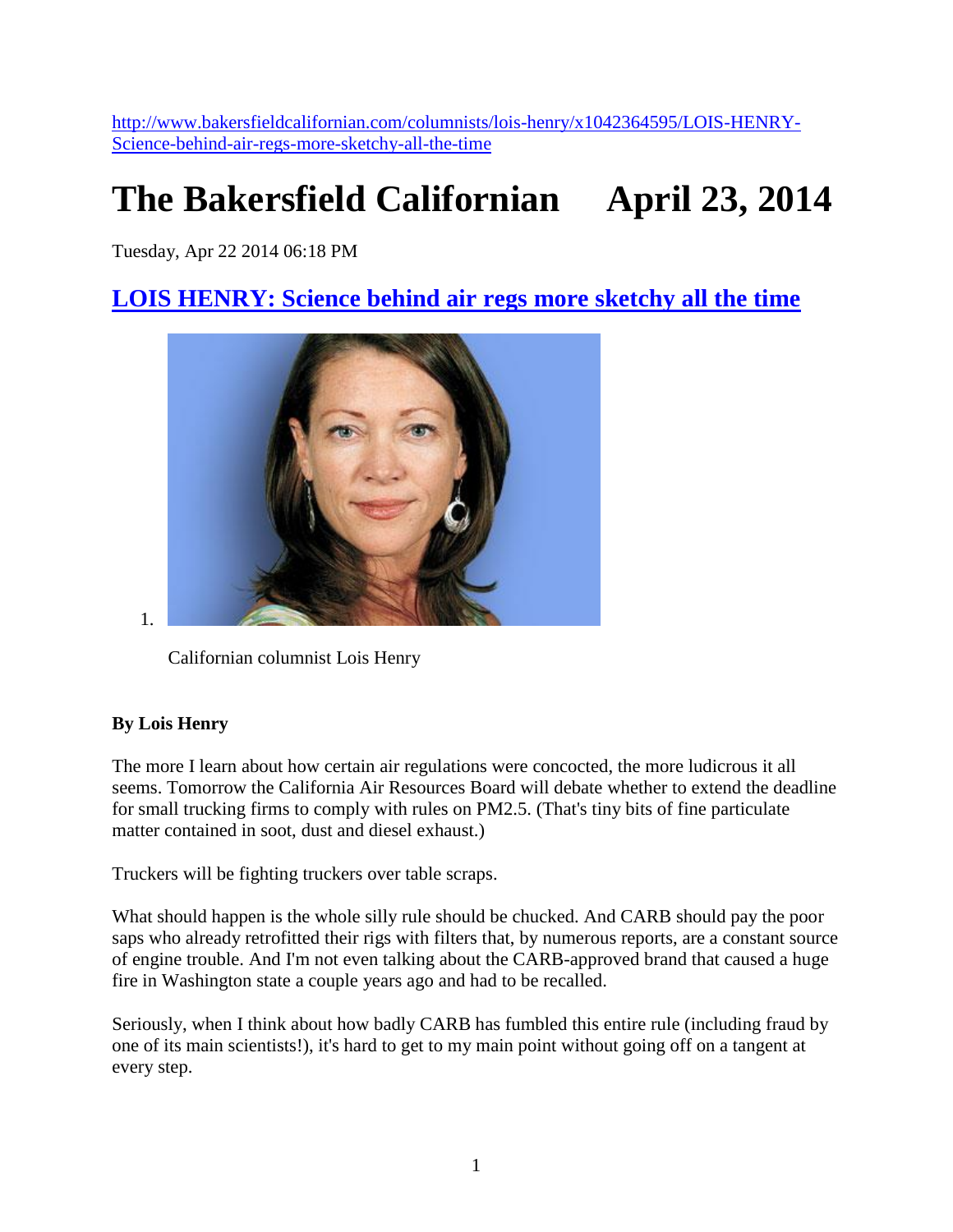http://www.bakersfieldcalifornian.com/columnists/lois-henry/x1042364595/LOIS-HENRY-Science-behind-air-regs-more-sketchy-all-the-time

# The Bakersfield Californian    April 23, 2014

Tuesday, Apr 22 2014 06:18 PM

## LOIS HENRY: Science behind air regs more sketchy all the time

1.

Californian columnist Lois Henry

**By Lois Henry**

The more I learn about how certain air regulations were concocted, the more ludicrous it all seems. Tomorrow the California Air Resources Board will debate whether to extend the deadline for small trucking firms to comply with rules on PM2.5. (That's tiny bits of fine particulate matter contained in soot, dust and diesel exhaust.)

Truckers will be fighting truckers over table scraps.

What should happen is the whole silly rule should be chucked. And CARB should pay the poor saps who already retrofitted their rigs with filters that, by numerous reports, are a constant source of engine trouble. And I'm not even talking about the CARB-approved brand that caused a huge fire in Washington state a couple years ago and had to be recalled.

Seriously, when I think about how badly CARB has fumbled this entire rule (including fraud by one of its main scientists!), it's hard to get to my main point without going off on a tangent at every step.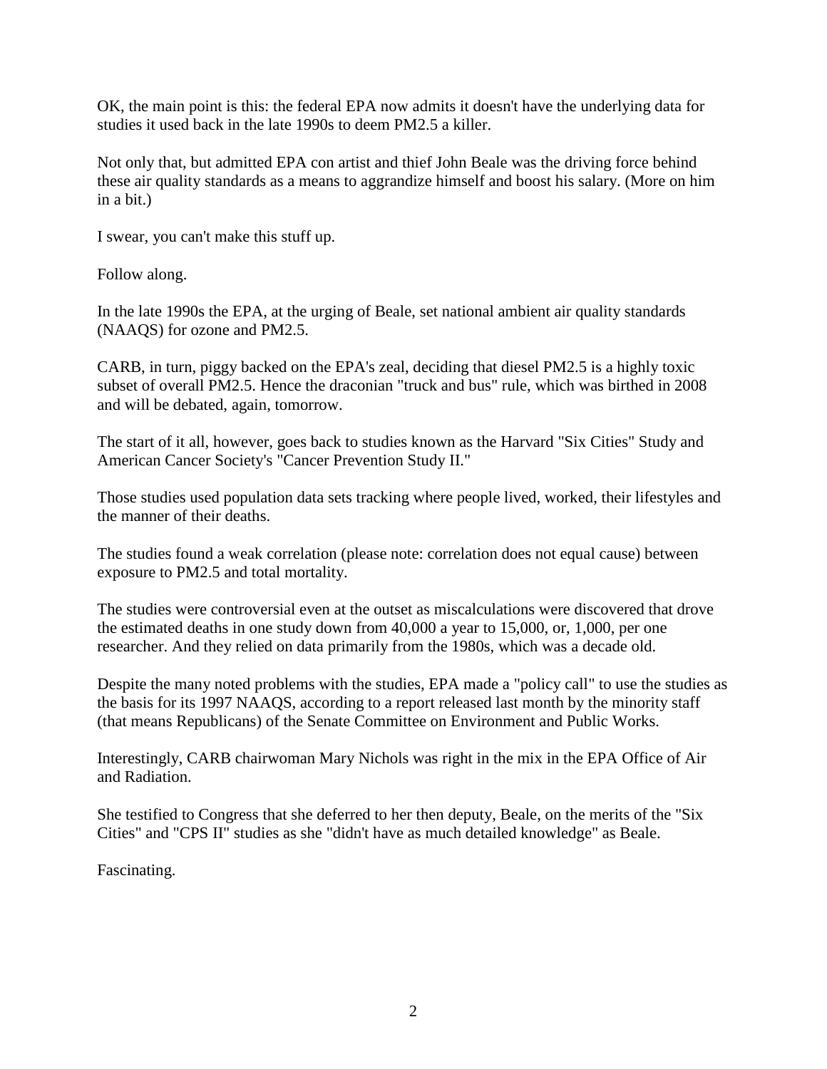OK, the main point is this: the federal EPA now admits it doesn't have the underlying data for studies it used back in the late 1990s to deem PM2.5 a killer.

Not only that, but admitted EPA con artist and thief John Beale was the driving force behind these air quality standards as a means to aggrandize himself and boost his salary. (More on him in a bit.)

I swear, you can't make this stuff up.

Follow along.

In the late 1990s the EPA, at the urging of Beale, set national ambient air quality standards (NAAQS) for ozone and PM2.5.

CARB, in turn, piggy backed on the EPA's zeal, deciding that diesel PM2.5 is a highly toxic subset of overall PM2.5. Hence the draconian "truck and bus" rule, which was birthed in 2008 and will be debated, again, tomorrow.

The start of it all, however, goes back to studies known as the Harvard "Six Cities" Study and American Cancer Society's "Cancer Prevention Study II."

Those studies used population data sets tracking where people lived, worked, their lifestyles and the manner of their deaths.

The studies found a weak correlation (please note: correlation does not equal cause) between exposure to PM2.5 and total mortality.

The studies were controversial even at the outset as miscalculations were discovered that drove the estimated deaths in one study down from 40,000 a year to 15,000, or, 1,000, per one researcher. And they relied on data primarily from the 1980s, which was a decade old.

Despite the many noted problems with the studies, EPA made a "policy call" to use the studies as the basis for its 1997 NAAQS, according to a report released last month by the minority staff (that means Republicans) of the Senate Committee on Environment and Public Works.

Interestingly, CARB chairwoman Mary Nichols was right in the mix in the EPA Office of Air and Radiation.

She testified to Congress that she deferred to her then deputy, Beale, on the merits of the "Six Cities" and "CPS II" studies as she "didn't have as much detailed knowledge" as Beale.

Fascinating.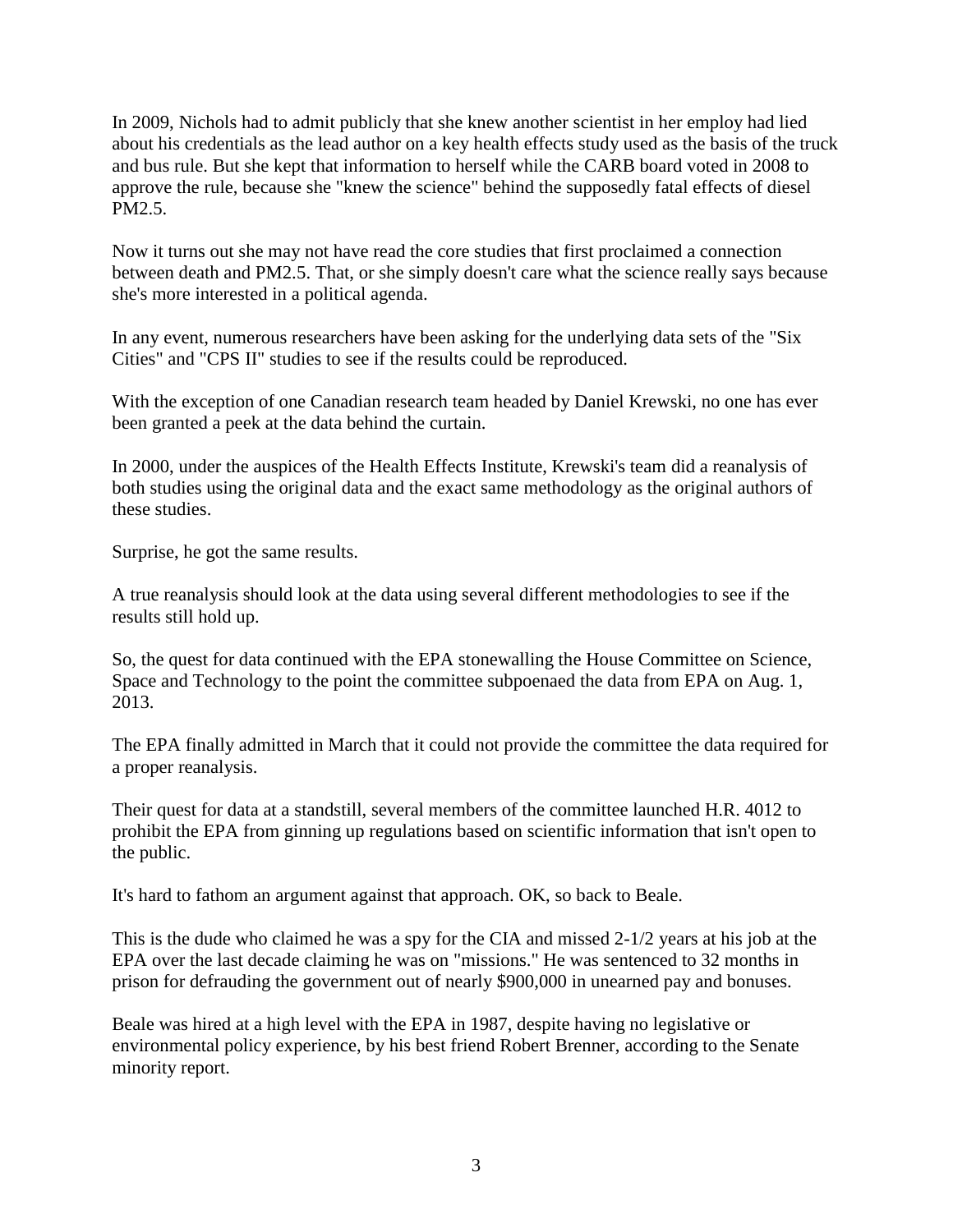In 2009, Nichols had to admit publicly that she knew another scientist in her employ had lied about his credentials as the lead author on a key health effects study used as the basis of the truck and bus rule. But she kept that information to herself while the CARB board voted in 2008 to approve the rule, because she "knew the science" behind the supposedly fatal effects of diesel PM2.5.

Now it turns out she may not have read the core studies that first proclaimed a connection between death and PM2.5. That, or she simply doesn't care what the science really says because she's more interested in a political agenda.

In any event, numerous researchers have been asking for the underlying data sets of the "Six Cities" and "CPS II" studies to see if the results could be reproduced.

With the exception of one Canadian research team headed by Daniel Krewski, no one has ever been granted a peek at the data behind the curtain.

In 2000, under the auspices of the Health Effects Institute, Krewski's team did a reanalysis of both studies using the original data and the exact same methodology as the original authors of these studies.

Surprise, he got the same results.

A true reanalysis should look at the data using several different methodologies to see if the results still hold up.

So, the quest for data continued with the EPA stonewalling the House Committee on Science, Space and Technology to the point the committee subpoenaed the data from EPA on Aug. 1, 2013.

The EPA finally admitted in March that it could not provide the committee the data required for a proper reanalysis.

Their quest for data at a standstill, several members of the committee launched H.R. 4012 to prohibit the EPA from ginning up regulations based on scientific information that isn't open to the public.

It's hard to fathom an argument against that approach. OK, so back to Beale.

This is the dude who claimed he was a spy for the CIA and missed 2-1/2 years at his job at the EPA over the last decade claiming he was on "missions." He was sentenced to 32 months in prison for defrauding the government out of nearly $900,000 in unearned pay and bonuses.

Beale was hired at a high level with the EPA in 1987, despite having no legislative or environmental policy experience, by his best friend Robert Brenner, according to the Senate minority report.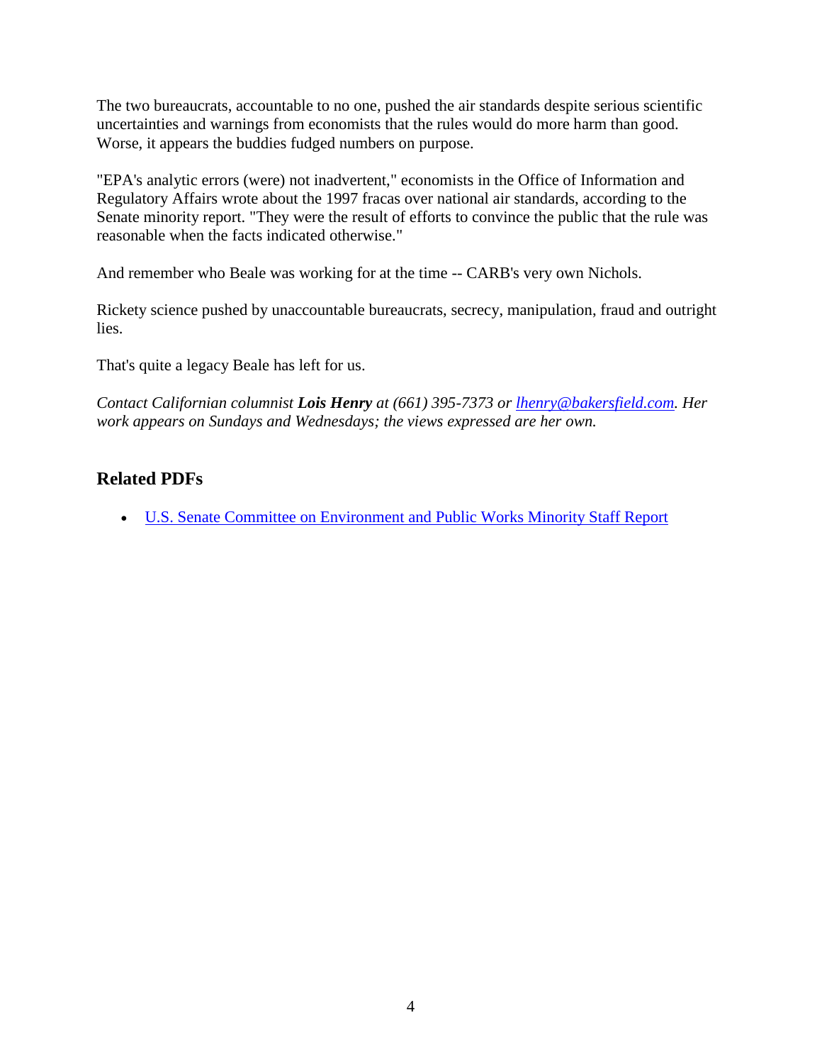The two bureaucrats, accountable to no one, pushed the air standards despite serious scientific uncertainties and warnings from economists that the rules would do more harm than good. Worse, it appears the buddies fudged numbers on purpose.

"EPA's analytic errors (were) not inadvertent," economists in the Office of Information and Regulatory Affairs wrote about the 1997 fracas over national air standards, according to the Senate minority report. "They were the result of efforts to convince the public that the rule was reasonable when the facts indicated otherwise."

And remember who Beale was working for at the time -- CARB's very own Nichols.

Rickety science pushed by unaccountable bureaucrats, secrecy, manipulation, fraud and outright lies.

That's quite a legacy Beale has left for us.

*Contact Californian columnist* ***Lois Henry*** *at (661) 395-7373 or [lhenry@bakersfield.com](mailto:lhenry@bakersfield.com). Her work appears on Sundays and Wednesdays; the views expressed are her own.*

## Related PDFs

- [U.S. Senate Committee on Environment and Public Works Minority Staff Report]()